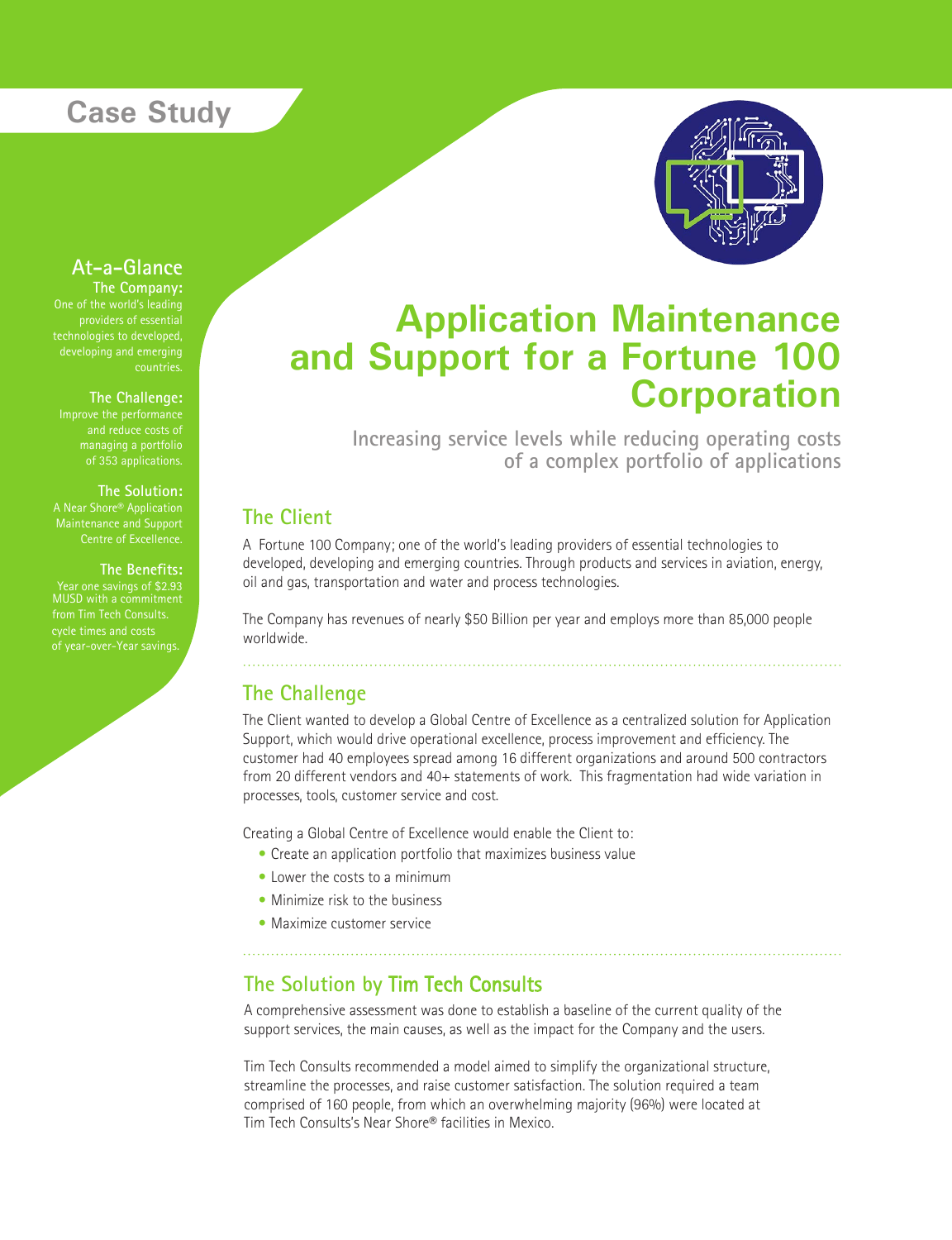Case Study

## At-a-Glance

**The Company:**
One of the world's leading providers of essential technologies to developed, developing and emerging countries.

**The Challenge:**
Improve the performance and reduce costs of managing a portfolio of 353 applications.

**The Solution:**
A Near Shore® Application Maintenance and Support Centre of Excellence.

**The Benefits:**
Year one savings of $2.93 MUSD with a commitment from Tim Tech Consults. cycle times and costs of year-over-Year savings.

# Application Maintenance and Support for a Fortune 100 Corporation

### Increasing service levels while reducing operating costs of a complex portfolio of applications

## The Client

A Fortune 100 Company; one of the world's leading providers of essential technologies to developed, developing and emerging countries. Through products and services in aviation, energy, oil and gas, transportation and water and process technologies.

The Company has revenues of nearly $50 Billion per year and employs more than 85,000 people worldwide.

## The Challenge

The Client wanted to develop a Global Centre of Excellence as a centralized solution for Application Support, which would drive operational excellence, process improvement and efficiency. The customer had 40 employees spread among 16 different organizations and around 500 contractors from 20 different vendors and 40+ statements of work. This fragmentation had wide variation in processes, tools, customer service and cost.

Creating a Global Centre of Excellence would enable the Client to:

- Create an application portfolio that maximizes business value
- Lower the costs to a minimum
- Minimize risk to the business
- Maximize customer service

## The Solution by Tim Tech Consults

A comprehensive assessment was done to establish a baseline of the current quality of the support services, the main causes, as well as the impact for the Company and the users.

Tim Tech Consults recommended a model aimed to simplify the organizational structure, streamline the processes, and raise customer satisfaction. The solution required a team comprised of 160 people, from which an overwhelming majority (96%) were located at Tim Tech Consults's Near Shore® facilities in Mexico.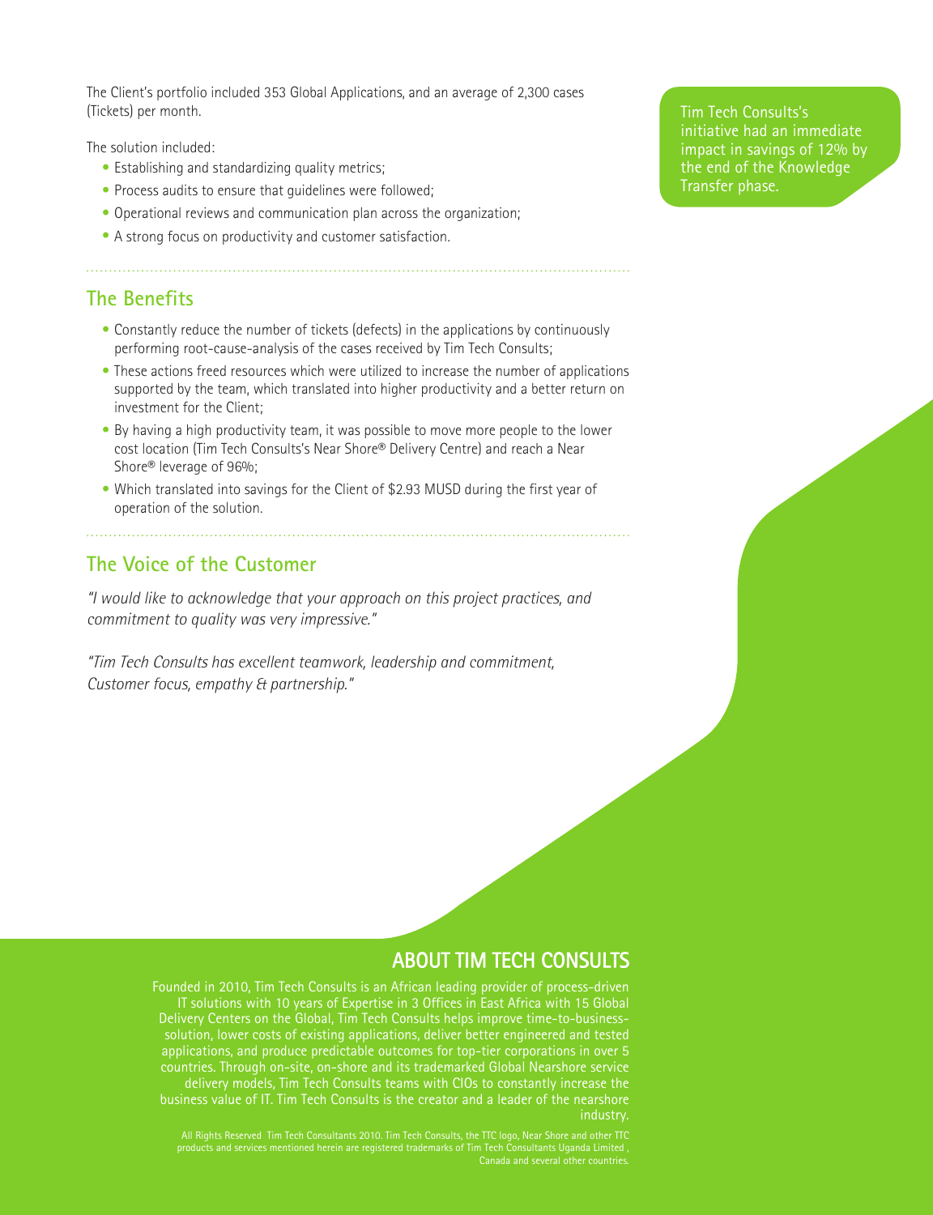The Client's portfolio included 353 Global Applications, and an average of 2,300 cases (Tickets) per month.

The solution included:

- Establishing and standardizing quality metrics;
- Process audits to ensure that guidelines were followed;
- Operational reviews and communication plan across the organization;
- A strong focus on productivity and customer satisfaction.

Tim Tech Consults's initiative had an immediate impact in savings of 12% by the end of the Knowledge Transfer phase.

## The Benefits

- Constantly reduce the number of tickets (defects) in the applications by continuously performing root-cause-analysis of the cases received by Tim Tech Consults;
- These actions freed resources which were utilized to increase the number of applications supported by the team, which translated into higher productivity and a better return on investment for the Client;
- By having a high productivity team, it was possible to move more people to the lower cost location (Tim Tech Consults's Near Shore® Delivery Centre) and reach a Near Shore® leverage of 96%;
- Which translated into savings for the Client of $2.93 MUSD during the first year of operation of the solution.

## The Voice of the Customer

*"I would like to acknowledge that your approach on this project practices, and commitment to quality was very impressive."*

*"Tim Tech Consults has excellent teamwork, leadership and commitment, Customer focus, empathy & partnership."*

## ABOUT TIM TECH CONSULTS

Founded in 2010, Tim Tech Consults is an African leading provider of process-driven IT solutions with 10 years of Expertise in 3 Offices in East Africa with 15 Global Delivery Centers on the Global, Tim Tech Consults helps improve time-to-business-solution, lower costs of existing applications, deliver better engineered and tested applications, and produce predictable outcomes for top-tier corporations in over 5 countries. Through on-site, on-shore and its trademarked Global Nearshore service delivery models, Tim Tech Consults teams with CIOs to constantly increase the business value of IT. Tim Tech Consults is the creator and a leader of the nearshore industry.

All Rights Reserved Tim Tech Consultants 2010. Tim Tech Consults, the TTC logo, Near Shore and other TTC products and services mentioned herein are registered trademarks of Tim Tech Consultants Uganda Limited , Canada and several other countries.